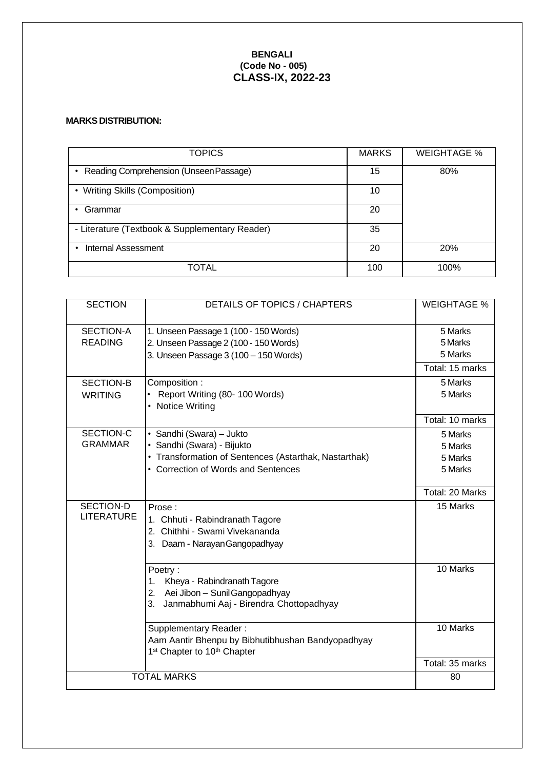# BENGALI
## (Code No - 005)
## CLASS-IX, 2022-23

**MARKS DISTRIBUTION:**

| TOPICS | MARKS | WEIGHTAGE % |
|---|---|---|
| • Reading Comprehension (Unseen Passage) | 15 | 80% |
| • Writing Skills (Composition) | 10 | |
| • Grammar | 20 | |
| - Literature (Textbook & Supplementary Reader) | 35 | |
| • Internal Assessment | 20 | 20% |
| TOTAL | 100 | 100% |

| SECTION | DETAILS OF TOPICS / CHAPTERS | WEIGHTAGE % |
|---|---|---|
| SECTION-A READING | 1. Unseen Passage 1 (100 - 150 Words)<br>2. Unseen Passage 2 (100 - 150 Words)<br>3. Unseen Passage 3 (100 – 150 Words) | 5 Marks<br>5 Marks<br>5 Marks |
| | | Total: 15 marks |
| SECTION-B WRITING | Composition :<br>• Report Writing (80- 100 Words)<br>• Notice Writing | 5 Marks<br>5 Marks |
| | | Total: 10 marks |
| SECTION-C GRAMMAR | • Sandhi (Swara) – Jukto<br>• Sandhi (Swara) - Bijukto<br>• Transformation of Sentences (Astarthak, Nastarthak)<br>• Correction of Words and Sentences | 5 Marks<br>5 Marks<br>5 Marks<br>5 Marks |
| | | Total: 20 Marks |
| SECTION-D LITERATURE | Prose :<br>1. Chhuti - Rabindranath Tagore<br>2. Chithhi - Swami Vivekananda<br>3. Daam - Narayan Gangopadhyay | 15 Marks |
| | Poetry :<br>1. Kheya - Rabindranath Tagore<br>2. Aei Jibon – Sunil Gangopadhyay<br>3. Janmabhumi Aaj - Birendra Chottopadhyay | 10 Marks |
| | Supplementary Reader :<br>Aam Aantir Bhenpu by Bibhutibhushan Bandyopadhyay<br>1st Chapter to 10th Chapter | 10 Marks |
| | | Total: 35 marks |
| TOTAL MARKS | | 80 |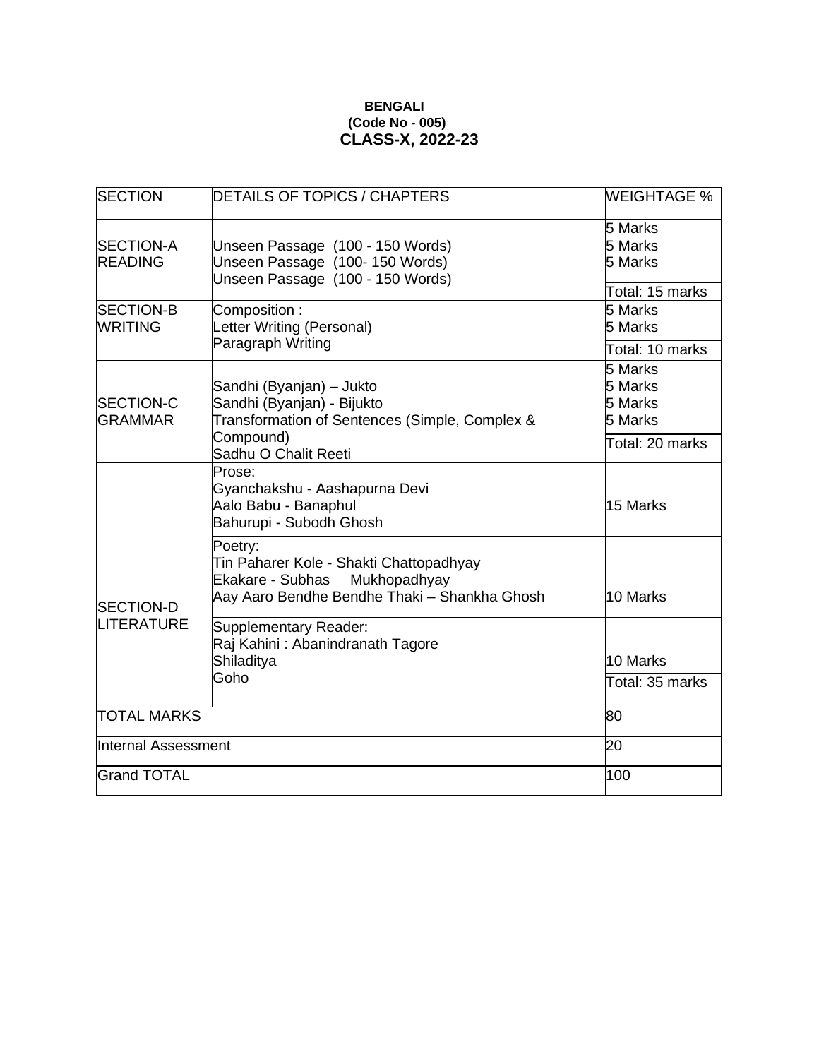**BENGALI**
**(Code No - 005)**
**CLASS-X, 2022-23**

| SECTION | DETAILS OF TOPICS / CHAPTERS | WEIGHTAGE % |
|---|---|---|
| SECTION-A READING | Unseen Passage (100 - 150 Words)<br>Unseen Passage (100- 150 Words)<br>Unseen Passage (100 - 150 Words) | 5 Marks<br>5 Marks<br>5 Marks<br>Total: 15 marks |
| SECTION-B WRITING | Composition :<br>Letter Writing (Personal)<br>Paragraph Writing | 5 Marks<br>5 Marks<br>Total: 10 marks |
| SECTION-C GRAMMAR | Sandhi (Byanjan) – Jukto<br>Sandhi (Byanjan) - Bijukto<br>Transformation of Sentences (Simple, Complex & Compound)<br>Sadhu O Chalit Reeti | 5 Marks<br>5 Marks<br>5 Marks<br>5 Marks<br>Total: 20 marks |
| SECTION-D LITERATURE | Prose:<br>Gyanchakshu - Aashapurna Devi<br>Aalo Babu - Banaphul<br>Bahurupi - Subodh Ghosh | 15 Marks |
| | Poetry:<br>Tin Paharer Kole - Shakti Chattopadhyay<br>Ekakare - Subhas Mukhopadhyay<br>Aay Aaro Bendhe Bendhe Thaki – Shankha Ghosh | 10 Marks |
| | Supplementary Reader:<br>Raj Kahini : Abanindranath Tagore<br>Shiladitya<br>Goho | 10 Marks<br>Total: 35 marks |
| TOTAL MARKS | | 80 |
| Internal Assessment | | 20 |
| Grand TOTAL | | 100 |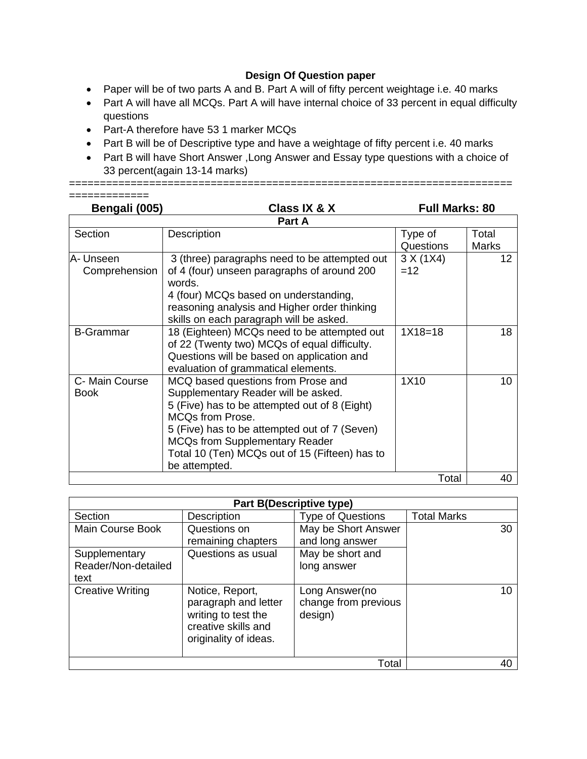**Design Of Question paper**

- Paper will be of two parts A and B. Part A will of fifty percent weightage i.e. 40 marks
- Part A will have all MCQs. Part A will have internal choice of 33 percent in equal difficulty questions
- Part-A therefore have 53 1 marker MCQs
- Part B will be of Descriptive type and have a weightage of fifty percent i.e. 40 marks
- Part B will have Short Answer ,Long Answer and Essay type questions with a choice of 33 percent(again 13-14 marks)

==================================================================================

**Bengali (005)** **Class IX & X** **Full Marks: 80**

| **Part A** | | | |
|---|---|---|---|
| Section | Description | Type of Questions | Total Marks |
| A- Unseen Comprehension | 3 (three) paragraphs need to be attempted out of 4 (four) unseen paragraphs of around 200 words. 4 (four) MCQs based on understanding, reasoning analysis and Higher order thinking skills on each paragraph will be asked. | 3 X (1X4) =12 | 12 |
| B-Grammar | 18 (Eighteen) MCQs need to be attempted out of 22 (Twenty two) MCQs of equal difficulty. Questions will be based on application and evaluation of grammatical elements. | 1X18=18 | 18 |
| C- Main Course Book | MCQ based questions from Prose and Supplementary Reader will be asked. 5 (Five) has to be attempted out of 8 (Eight) MCQs from Prose. 5 (Five) has to be attempted out of 7 (Seven) MCQs from Supplementary Reader Total 10 (Ten) MCQs out of 15 (Fifteen) has to be attempted. | 1X10 | 10 |
| | | Total | 40 |

| **Part B(Descriptive type)** | | | |
|---|---|---|---|
| Section | Description | Type of Questions | Total Marks |
| Main Course Book | Questions on remaining chapters | May be Short Answer and long answer | 30 |
| Supplementary Reader/Non-detailed text | Questions as usual | May be short and long answer | |
| Creative Writing | Notice, Report, paragraph and letter writing to test the creative skills and originality of ideas. | Long Answer(no change from previous design) | 10 |
| | | Total | 40 |